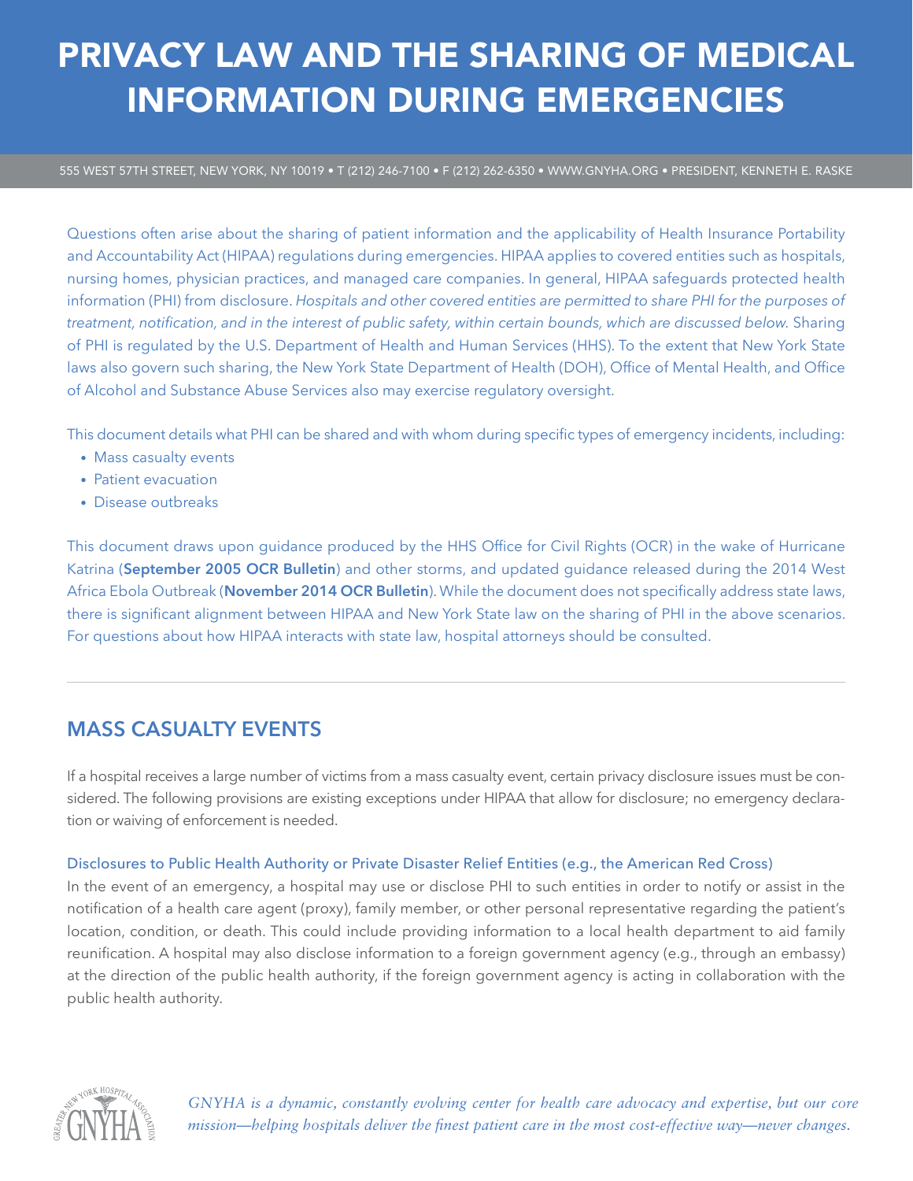# PRIVACY LAW AND THE SHARING OF MEDICAL INFORMATION DURING EMERGENCIES

555 WEST 57TH STREET, NEW YORK, NY 10019 • T (212) 246-7100 • F (212) 262-6350 • WWW.GNYHA.ORG • PRESIDENT, KENNETH E. RASKE

Questions often arise about the sharing of patient information and the applicability of Health Insurance Portability and Accountability Act (HIPAA) regulations during emergencies. HIPAA applies to covered entities such as hospitals, nursing homes, physician practices, and managed care companies. In general, HIPAA safeguards protected health information (PHI) from disclosure. *Hospitals and other covered entities are permitted to share PHI for the purposes of treatment, notification, and in the interest of public safety, within certain bounds, which are discussed below.* Sharing of PHI is regulated by the U.S. Department of Health and Human Services (HHS). To the extent that New York State laws also govern such sharing, the New York State Department of Health (DOH), Office of Mental Health, and Office of Alcohol and Substance Abuse Services also may exercise regulatory oversight.

This document details what PHI can be shared and with whom during specific types of emergency incidents, including:

- Mass casualty events
- Patient evacuation
- Disease outbreaks

This document draws upon guidance produced by the HHS Office for Civil Rights (OCR) in the wake of Hurricane Katrina (**September 2005 OCR Bulletin**) and other storms, and updated guidance released during the 2014 West Africa Ebola Outbreak (**November 2014 OCR Bulletin**). While the document does not specifically address state laws, there is significant alignment between HIPAA and New York State law on the sharing of PHI in the above scenarios. For questions about how HIPAA interacts with state law, hospital attorneys should be consulted.

## MASS CASUALTY EVENTS

If a hospital receives a large number of victims from a mass casualty event, certain privacy disclosure issues must be considered. The following provisions are existing exceptions under HIPAA that allow for disclosure; no emergency declaration or waiving of enforcement is needed.

### Disclosures to Public Health Authority or Private Disaster Relief Entities (e.g., the American Red Cross)

In the event of an emergency, a hospital may use or disclose PHI to such entities in order to notify or assist in the notification of a health care agent (proxy), family member, or other personal representative regarding the patient's location, condition, or death. This could include providing information to a local health department to aid family reunification. A hospital may also disclose information to a foreign government agency (e.g., through an embassy) at the direction of the public health authority, if the foreign government agency is acting in collaboration with the public health authority.

*GNYHA is a dynamic, constantly evolving center for health care advocacy and expertise, but our core mission—helping hospitals deliver the finest patient care in the most cost-effective way—never changes.*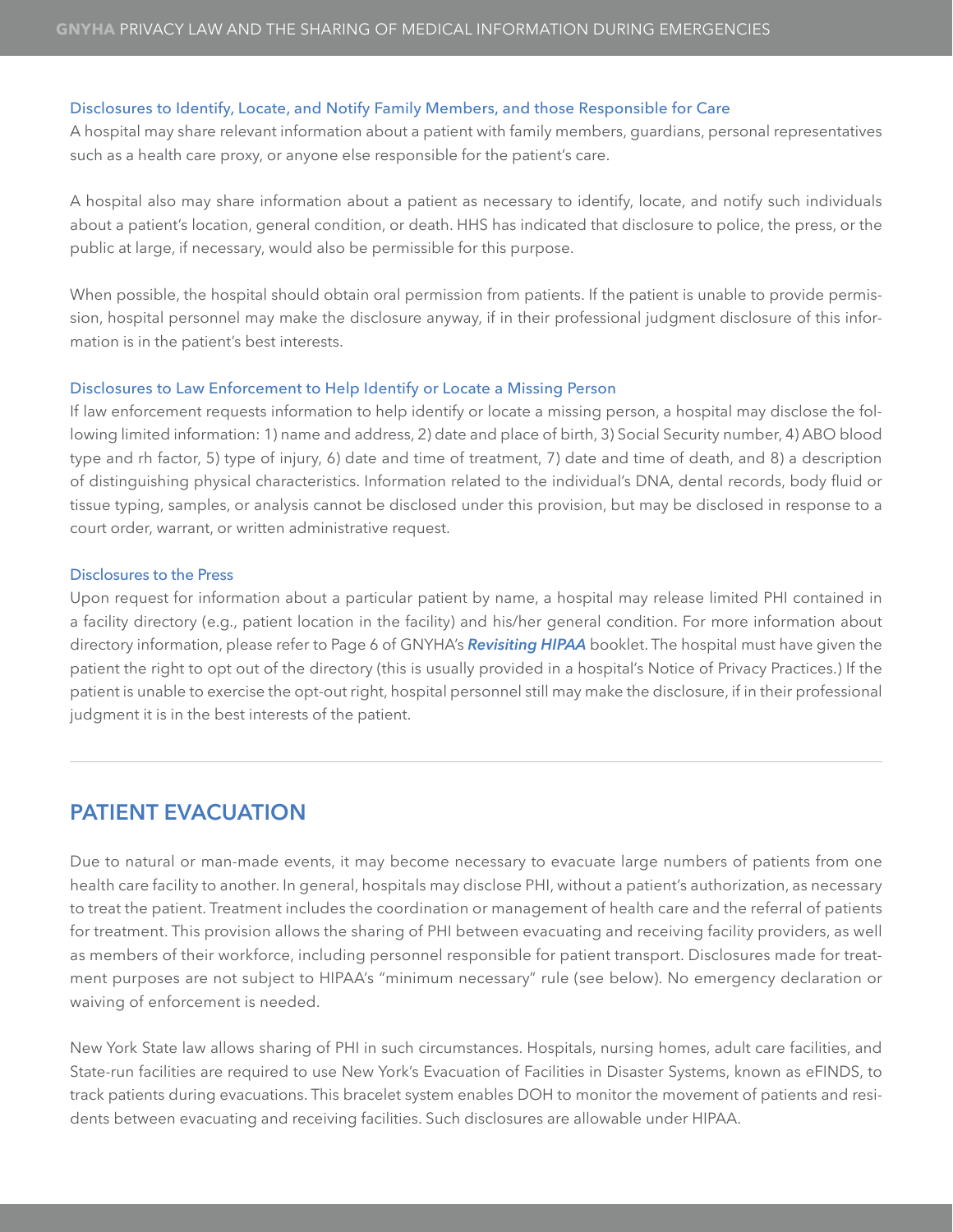### Disclosures to Identify, Locate, and Notify Family Members, and those Responsible for Care

A hospital may share relevant information about a patient with family members, guardians, personal representatives such as a health care proxy, or anyone else responsible for the patient's care.

A hospital also may share information about a patient as necessary to identify, locate, and notify such individuals about a patient's location, general condition, or death. HHS has indicated that disclosure to police, the press, or the public at large, if necessary, would also be permissible for this purpose.

When possible, the hospital should obtain oral permission from patients. If the patient is unable to provide permission, hospital personnel may make the disclosure anyway, if in their professional judgment disclosure of this information is in the patient's best interests.

### Disclosures to Law Enforcement to Help Identify or Locate a Missing Person

If law enforcement requests information to help identify or locate a missing person, a hospital may disclose the following limited information: 1) name and address, 2) date and place of birth, 3) Social Security number, 4) ABO blood type and rh factor, 5) type of injury, 6) date and time of treatment, 7) date and time of death, and 8) a description of distinguishing physical characteristics. Information related to the individual's DNA, dental records, body fluid or tissue typing, samples, or analysis cannot be disclosed under this provision, but may be disclosed in response to a court order, warrant, or written administrative request.

### Disclosures to the Press

Upon request for information about a particular patient by name, a hospital may release limited PHI contained in a facility directory (e.g., patient location in the facility) and his/her general condition. For more information about directory information, please refer to Page 6 of GNYHA's ***Revisiting HIPAA*** booklet. The hospital must have given the patient the right to opt out of the directory (this is usually provided in a hospital's Notice of Privacy Practices.) If the patient is unable to exercise the opt-out right, hospital personnel still may make the disclosure, if in their professional judgment it is in the best interests of the patient.

---

## PATIENT EVACUATION

Due to natural or man-made events, it may become necessary to evacuate large numbers of patients from one health care facility to another. In general, hospitals may disclose PHI, without a patient's authorization, as necessary to treat the patient. Treatment includes the coordination or management of health care and the referral of patients for treatment. This provision allows the sharing of PHI between evacuating and receiving facility providers, as well as members of their workforce, including personnel responsible for patient transport. Disclosures made for treatment purposes are not subject to HIPAA's "minimum necessary" rule (see below). No emergency declaration or waiving of enforcement is needed.

New York State law allows sharing of PHI in such circumstances. Hospitals, nursing homes, adult care facilities, and State-run facilities are required to use New York's Evacuation of Facilities in Disaster Systems, known as eFINDS, to track patients during evacuations. This bracelet system enables DOH to monitor the movement of patients and residents between evacuating and receiving facilities. Such disclosures are allowable under HIPAA.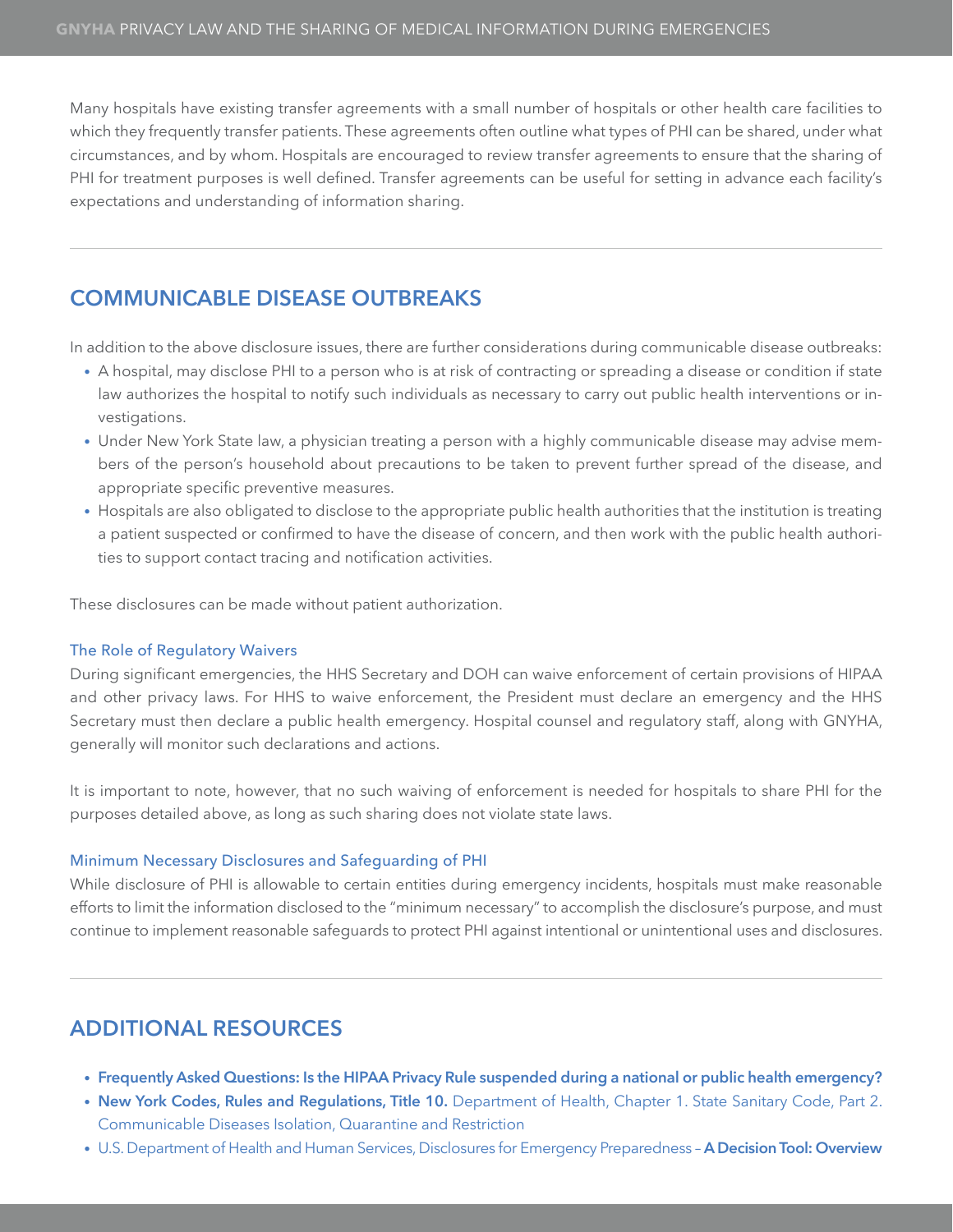Many hospitals have existing transfer agreements with a small number of hospitals or other health care facilities to which they frequently transfer patients. These agreements often outline what types of PHI can be shared, under what circumstances, and by whom. Hospitals are encouraged to review transfer agreements to ensure that the sharing of PHI for treatment purposes is well defined. Transfer agreements can be useful for setting in advance each facility's expectations and understanding of information sharing.

## COMMUNICABLE DISEASE OUTBREAKS

In addition to the above disclosure issues, there are further considerations during communicable disease outbreaks:

- A hospital, may disclose PHI to a person who is at risk of contracting or spreading a disease or condition if state law authorizes the hospital to notify such individuals as necessary to carry out public health interventions or investigations.
- Under New York State law, a physician treating a person with a highly communicable disease may advise members of the person's household about precautions to be taken to prevent further spread of the disease, and appropriate specific preventive measures.
- Hospitals are also obligated to disclose to the appropriate public health authorities that the institution is treating a patient suspected or confirmed to have the disease of concern, and then work with the public health authorities to support contact tracing and notification activities.

These disclosures can be made without patient authorization.

### The Role of Regulatory Waivers

During significant emergencies, the HHS Secretary and DOH can waive enforcement of certain provisions of HIPAA and other privacy laws. For HHS to waive enforcement, the President must declare an emergency and the HHS Secretary must then declare a public health emergency. Hospital counsel and regulatory staff, along with GNYHA, generally will monitor such declarations and actions.

It is important to note, however, that no such waiving of enforcement is needed for hospitals to share PHI for the purposes detailed above, as long as such sharing does not violate state laws.

### Minimum Necessary Disclosures and Safeguarding of PHI

While disclosure of PHI is allowable to certain entities during emergency incidents, hospitals must make reasonable efforts to limit the information disclosed to the "minimum necessary" to accomplish the disclosure's purpose, and must continue to implement reasonable safeguards to protect PHI against intentional or unintentional uses and disclosures.

## ADDITIONAL RESOURCES

- **Frequently Asked Questions: Is the HIPAA Privacy Rule suspended during a national or public health emergency?**
- **New York Codes, Rules and Regulations, Title 10.** Department of Health, Chapter 1. State Sanitary Code, Part 2. Communicable Diseases Isolation, Quarantine and Restriction
- U.S. Department of Health and Human Services, Disclosures for Emergency Preparedness – **A Decision Tool: Overview**